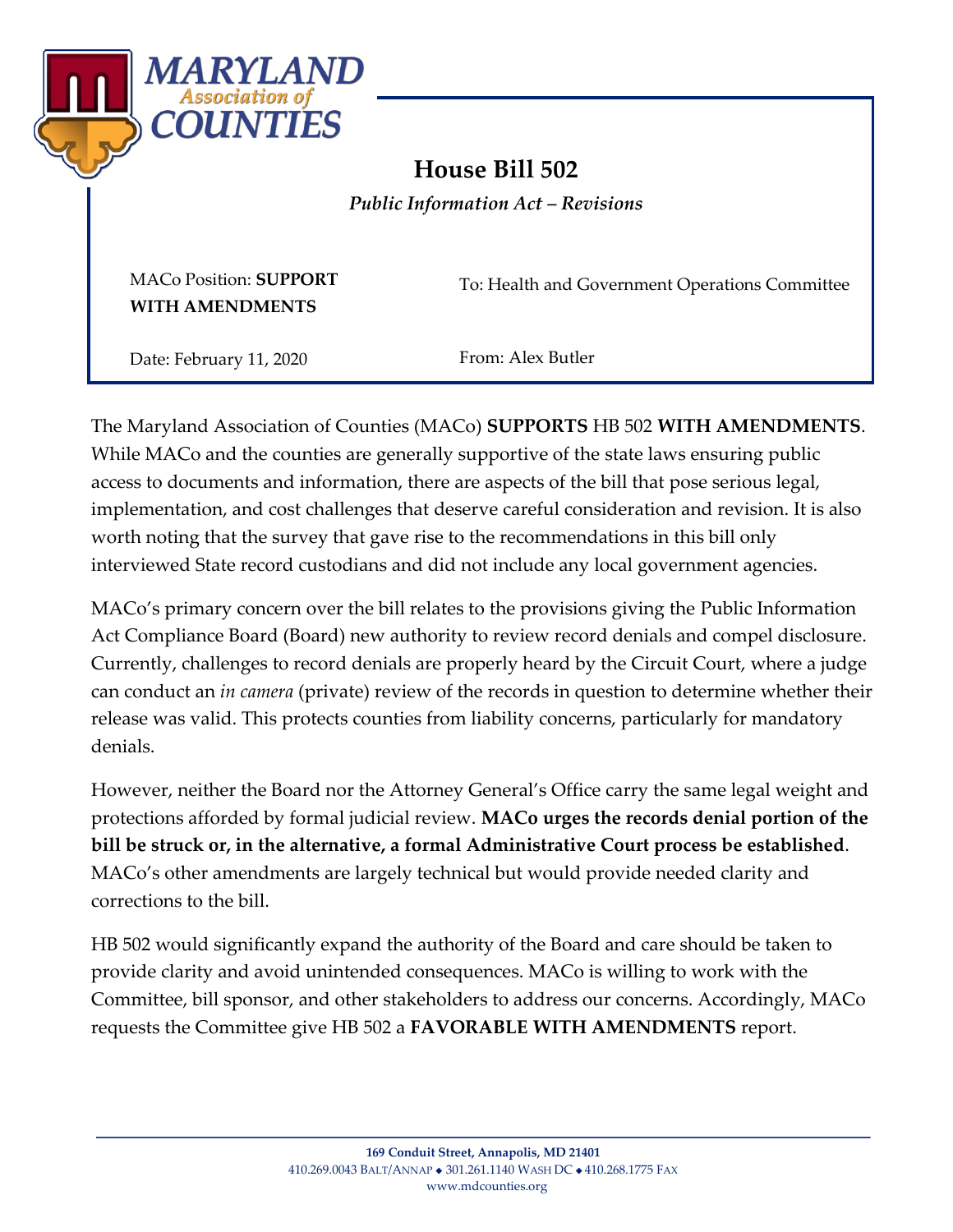# House Bill 502

*Public Information Act – Revisions*

MACo Position: **SUPPORT WITH AMENDMENTS**

To: Health and Government Operations Committee

Date: February 11, 2020

From: Alex Butler

The Maryland Association of Counties (MACo) **SUPPORTS** HB 502 **WITH AMENDMENTS**. While MACo and the counties are generally supportive of the state laws ensuring public access to documents and information, there are aspects of the bill that pose serious legal, implementation, and cost challenges that deserve careful consideration and revision. It is also worth noting that the survey that gave rise to the recommendations in this bill only interviewed State record custodians and did not include any local government agencies.

MACo's primary concern over the bill relates to the provisions giving the Public Information Act Compliance Board (Board) new authority to review record denials and compel disclosure. Currently, challenges to record denials are properly heard by the Circuit Court, where a judge can conduct an *in camera* (private) review of the records in question to determine whether their release was valid. This protects counties from liability concerns, particularly for mandatory denials.

However, neither the Board nor the Attorney General's Office carry the same legal weight and protections afforded by formal judicial review. **MACo urges the records denial portion of the bill be struck or, in the alternative, a formal Administrative Court process be established**. MACo's other amendments are largely technical but would provide needed clarity and corrections to the bill.

HB 502 would significantly expand the authority of the Board and care should be taken to provide clarity and avoid unintended consequences. MACo is willing to work with the Committee, bill sponsor, and other stakeholders to address our concerns. Accordingly, MACo requests the Committee give HB 502 a **FAVORABLE WITH AMENDMENTS** report.

**169 Conduit Street, Annapolis, MD 21401**
410.269.0043 BALT/ANNAP ◆ 301.261.1140 WASH DC ◆ 410.268.1775 FAX
www.mdcounties.org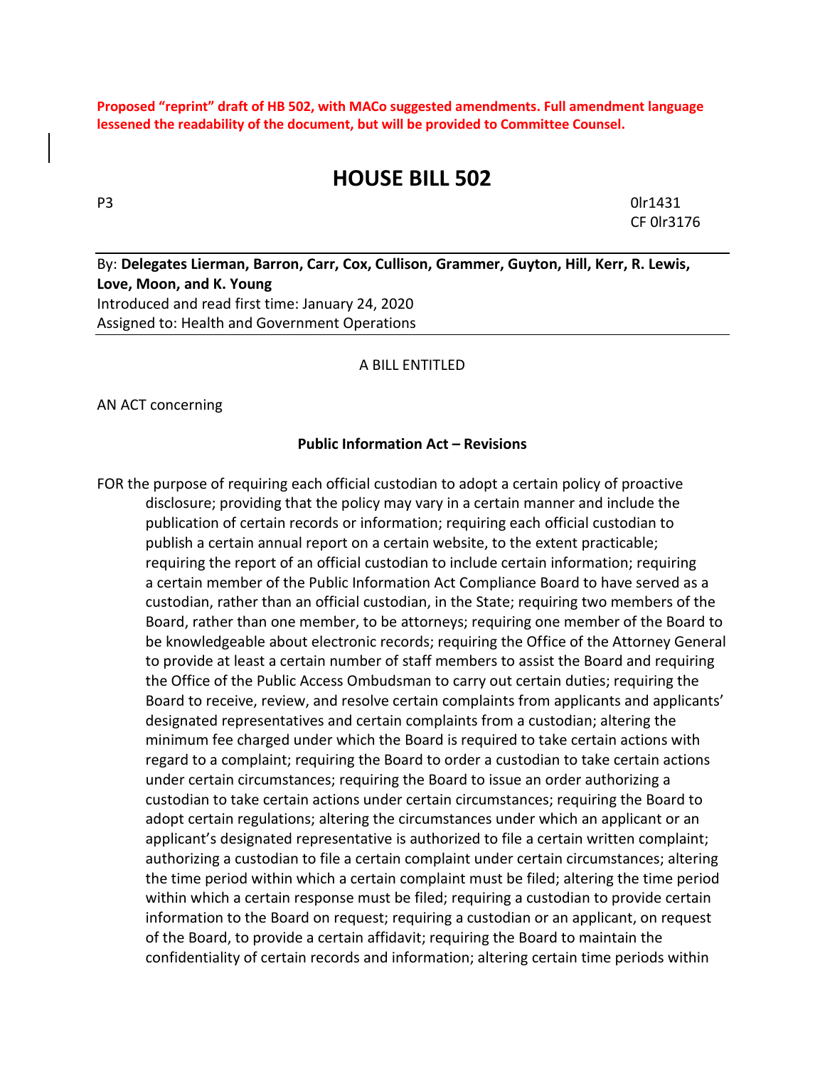**Proposed "reprint" draft of HB 502, with MACo suggested amendments. Full amendment language lessened the readability of the document, but will be provided to Committee Counsel.**

# HOUSE BILL 502

P3 0lr1431
CF 0lr3176

By: **Delegates Lierman, Barron, Carr, Cox, Cullison, Grammer, Guyton, Hill, Kerr, R. Lewis, Love, Moon, and K. Young**
Introduced and read first time: January 24, 2020
Assigned to: Health and Government Operations

A BILL ENTITLED

AN ACT concerning

**Public Information Act – Revisions**

FOR the purpose of requiring each official custodian to adopt a certain policy of proactive disclosure; providing that the policy may vary in a certain manner and include the publication of certain records or information; requiring each official custodian to publish a certain annual report on a certain website, to the extent practicable; requiring the report of an official custodian to include certain information; requiring a certain member of the Public Information Act Compliance Board to have served as a custodian, rather than an official custodian, in the State; requiring two members of the Board, rather than one member, to be attorneys; requiring one member of the Board to be knowledgeable about electronic records; requiring the Office of the Attorney General to provide at least a certain number of staff members to assist the Board and requiring the Office of the Public Access Ombudsman to carry out certain duties; requiring the Board to receive, review, and resolve certain complaints from applicants and applicants' designated representatives and certain complaints from a custodian; altering the minimum fee charged under which the Board is required to take certain actions with regard to a complaint; requiring the Board to order a custodian to take certain actions under certain circumstances; requiring the Board to issue an order authorizing a custodian to take certain actions under certain circumstances; requiring the Board to adopt certain regulations; altering the circumstances under which an applicant or an applicant's designated representative is authorized to file a certain written complaint; authorizing a custodian to file a certain complaint under certain circumstances; altering the time period within which a certain complaint must be filed; altering the time period within which a certain response must be filed; requiring a custodian to provide certain information to the Board on request; requiring a custodian or an applicant, on request of the Board, to provide a certain affidavit; requiring the Board to maintain the confidentiality of certain records and information; altering certain time periods within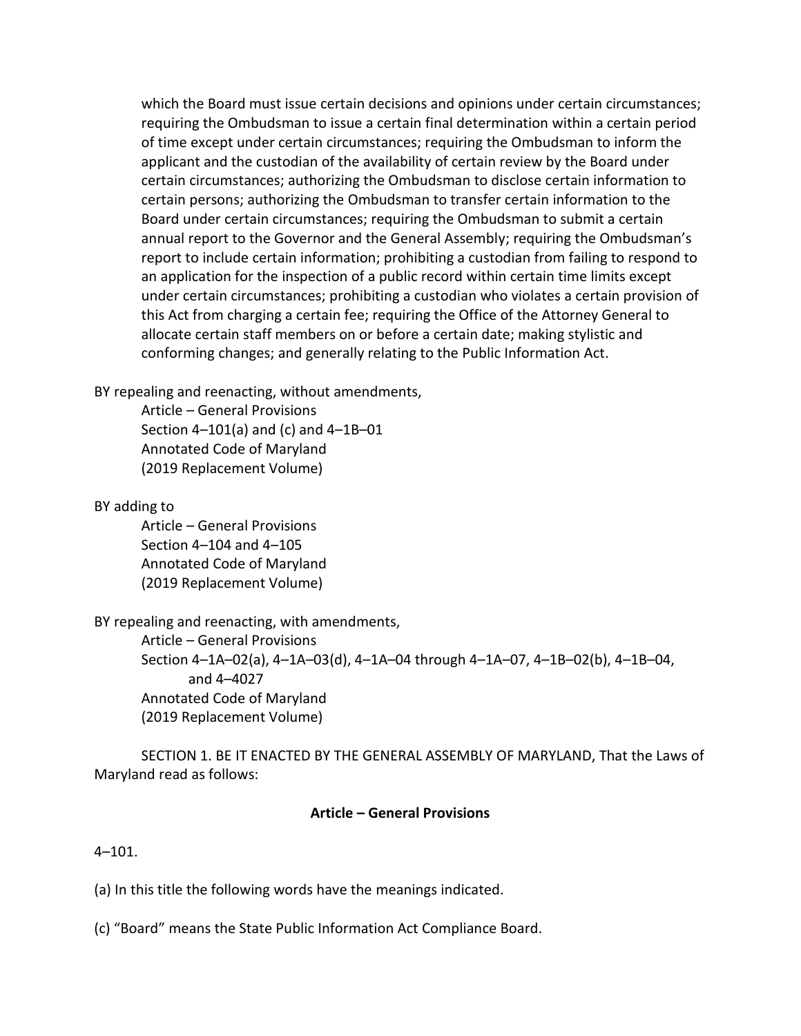which the Board must issue certain decisions and opinions under certain circumstances; requiring the Ombudsman to issue a certain final determination within a certain period of time except under certain circumstances; requiring the Ombudsman to inform the applicant and the custodian of the availability of certain review by the Board under certain circumstances; authorizing the Ombudsman to disclose certain information to certain persons; authorizing the Ombudsman to transfer certain information to the Board under certain circumstances; requiring the Ombudsman to submit a certain annual report to the Governor and the General Assembly; requiring the Ombudsman's report to include certain information; prohibiting a custodian from failing to respond to an application for the inspection of a public record within certain time limits except under certain circumstances; prohibiting a custodian who violates a certain provision of this Act from charging a certain fee; requiring the Office of the Attorney General to allocate certain staff members on or before a certain date; making stylistic and conforming changes; and generally relating to the Public Information Act.

BY repealing and reenacting, without amendments,
Article – General Provisions
Section 4–101(a) and (c) and 4–1B–01
Annotated Code of Maryland
(2019 Replacement Volume)

BY adding to
Article – General Provisions
Section 4–104 and 4–105
Annotated Code of Maryland
(2019 Replacement Volume)

BY repealing and reenacting, with amendments,
Article – General Provisions
Section 4–1A–02(a), 4–1A–03(d), 4–1A–04 through 4–1A–07, 4–1B–02(b), 4–1B–04, and 4–4027
Annotated Code of Maryland
(2019 Replacement Volume)

SECTION 1. BE IT ENACTED BY THE GENERAL ASSEMBLY OF MARYLAND, That the Laws of Maryland read as follows:

**Article – General Provisions**

4–101.

(a) In this title the following words have the meanings indicated.

(c) "Board" means the State Public Information Act Compliance Board.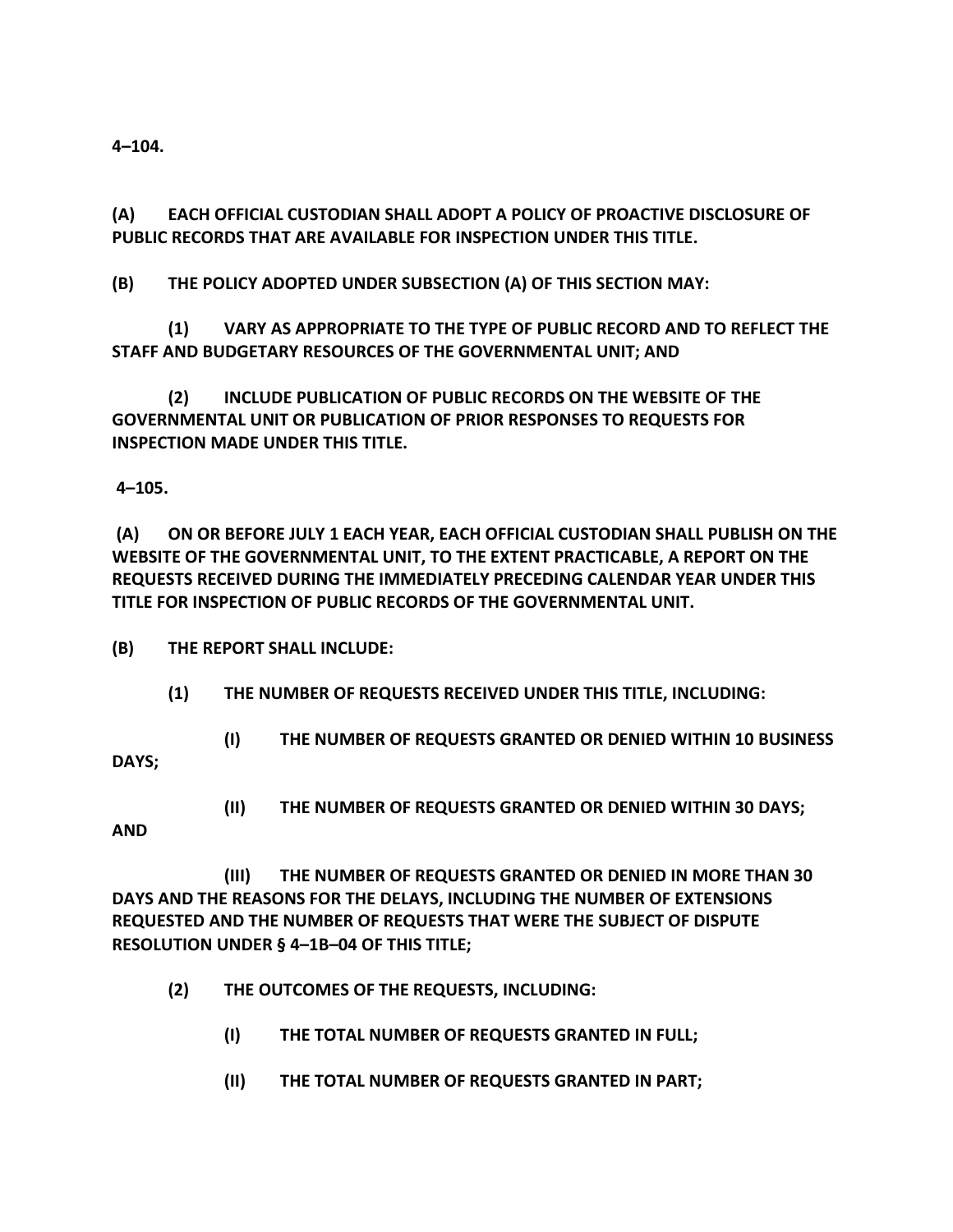**4–104.**

**(A) EACH OFFICIAL CUSTODIAN SHALL ADOPT A POLICY OF PROACTIVE DISCLOSURE OF PUBLIC RECORDS THAT ARE AVAILABLE FOR INSPECTION UNDER THIS TITLE.**

**(B) THE POLICY ADOPTED UNDER SUBSECTION (A) OF THIS SECTION MAY:**

**(1) VARY AS APPROPRIATE TO THE TYPE OF PUBLIC RECORD AND TO REFLECT THE STAFF AND BUDGETARY RESOURCES OF THE GOVERNMENTAL UNIT; AND**

**(2) INCLUDE PUBLICATION OF PUBLIC RECORDS ON THE WEBSITE OF THE GOVERNMENTAL UNIT OR PUBLICATION OF PRIOR RESPONSES TO REQUESTS FOR INSPECTION MADE UNDER THIS TITLE.**

**4–105.**

**(A) ON OR BEFORE JULY 1 EACH YEAR, EACH OFFICIAL CUSTODIAN SHALL PUBLISH ON THE WEBSITE OF THE GOVERNMENTAL UNIT, TO THE EXTENT PRACTICABLE, A REPORT ON THE REQUESTS RECEIVED DURING THE IMMEDIATELY PRECEDING CALENDAR YEAR UNDER THIS TITLE FOR INSPECTION OF PUBLIC RECORDS OF THE GOVERNMENTAL UNIT.**

**(B) THE REPORT SHALL INCLUDE:**

**(1) THE NUMBER OF REQUESTS RECEIVED UNDER THIS TITLE, INCLUDING:**

**(I) THE NUMBER OF REQUESTS GRANTED OR DENIED WITHIN 10 BUSINESS DAYS;**

**(II) THE NUMBER OF REQUESTS GRANTED OR DENIED WITHIN 30 DAYS; AND**

**(III) THE NUMBER OF REQUESTS GRANTED OR DENIED IN MORE THAN 30 DAYS AND THE REASONS FOR THE DELAYS, INCLUDING THE NUMBER OF EXTENSIONS REQUESTED AND THE NUMBER OF REQUESTS THAT WERE THE SUBJECT OF DISPUTE RESOLUTION UNDER § 4–1B–04 OF THIS TITLE;**

**(2) THE OUTCOMES OF THE REQUESTS, INCLUDING:**

**(I) THE TOTAL NUMBER OF REQUESTS GRANTED IN FULL;**

**(II) THE TOTAL NUMBER OF REQUESTS GRANTED IN PART;**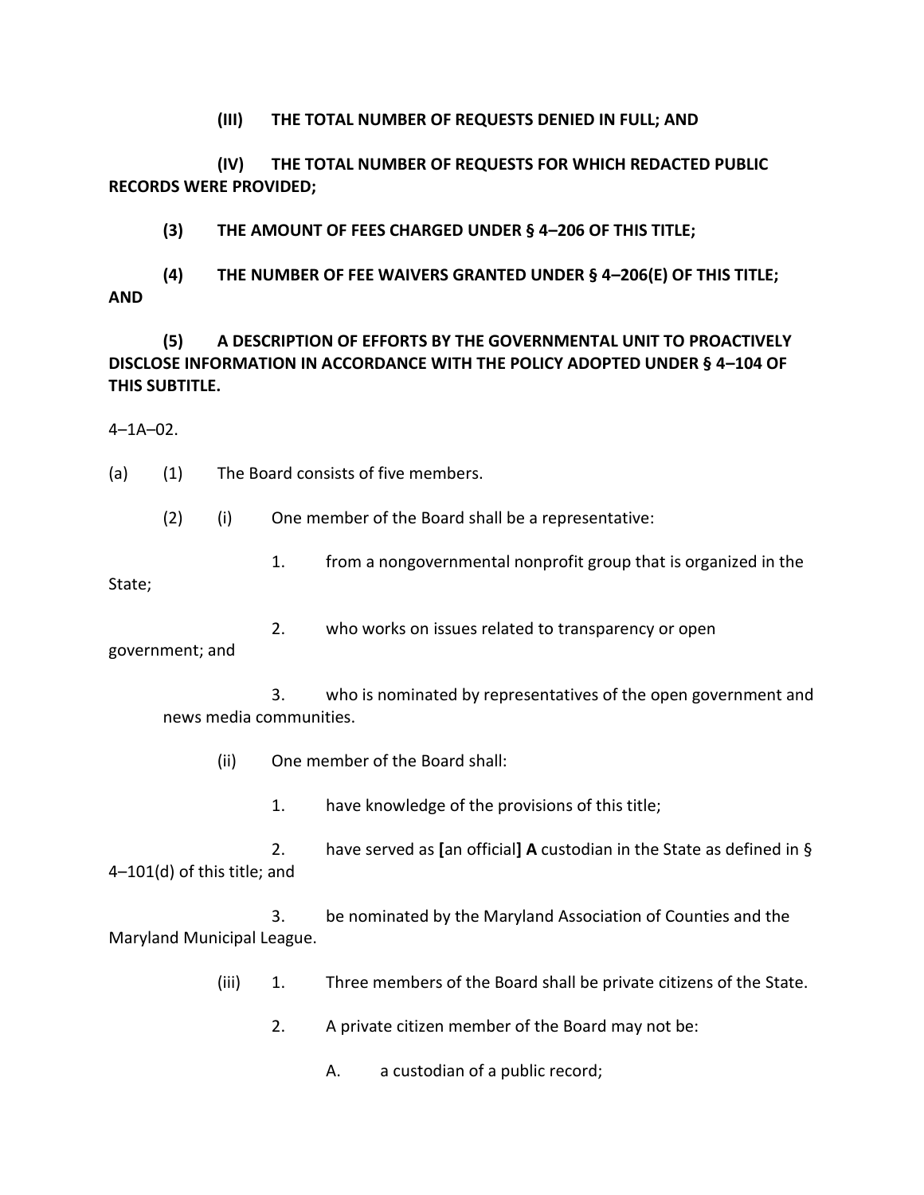**(III) THE TOTAL NUMBER OF REQUESTS DENIED IN FULL; AND**

**(IV) THE TOTAL NUMBER OF REQUESTS FOR WHICH REDACTED PUBLIC RECORDS WERE PROVIDED;**

**(3) THE AMOUNT OF FEES CHARGED UNDER § 4–206 OF THIS TITLE;**

**(4) THE NUMBER OF FEE WAIVERS GRANTED UNDER § 4–206(E) OF THIS TITLE; AND**

**(5) A DESCRIPTION OF EFFORTS BY THE GOVERNMENTAL UNIT TO PROACTIVELY DISCLOSE INFORMATION IN ACCORDANCE WITH THE POLICY ADOPTED UNDER § 4–104 OF THIS SUBTITLE.**

4–1A–02.

(a) (1) The Board consists of five members.

(2) (i) One member of the Board shall be a representative:

1. from a nongovernmental nonprofit group that is organized in the State;

2. who works on issues related to transparency or open government; and

3. who is nominated by representatives of the open government and news media communities.

(ii) One member of the Board shall:

1. have knowledge of the provisions of this title;

2. have served as **[**an official**] A** custodian in the State as defined in § 4–101(d) of this title; and

3. be nominated by the Maryland Association of Counties and the Maryland Municipal League.

(iii) 1. Three members of the Board shall be private citizens of the State.

2. A private citizen member of the Board may not be:

A. a custodian of a public record;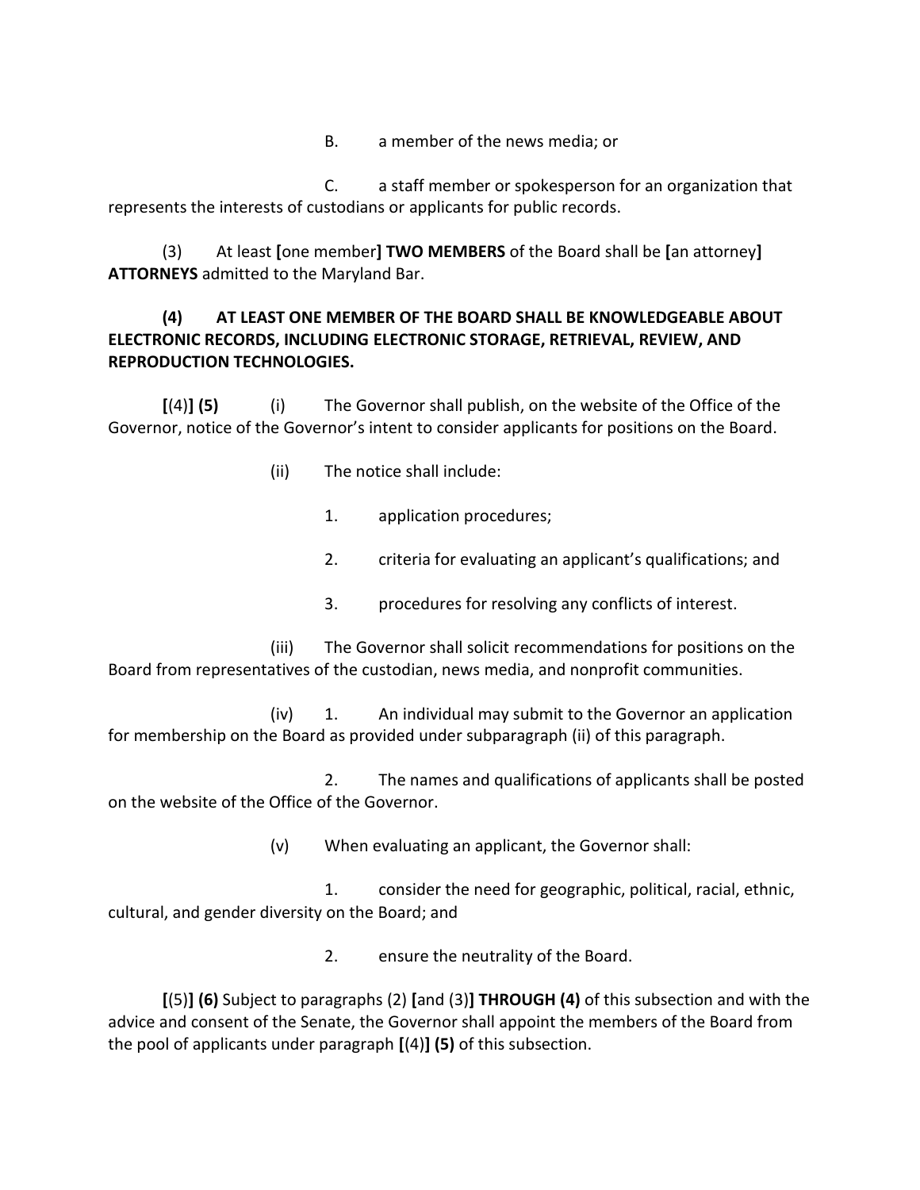B. a member of the news media; or

C. a staff member or spokesperson for an organization that represents the interests of custodians or applicants for public records.

(3) At least **[**one member**] TWO MEMBERS** of the Board shall be **[**an attorney**] ATTORNEYS** admitted to the Maryland Bar.

**(4) AT LEAST ONE MEMBER OF THE BOARD SHALL BE KNOWLEDGEABLE ABOUT ELECTRONIC RECORDS, INCLUDING ELECTRONIC STORAGE, RETRIEVAL, REVIEW, AND REPRODUCTION TECHNOLOGIES.**

**[**(4)**] (5)** (i) The Governor shall publish, on the website of the Office of the Governor, notice of the Governor's intent to consider applicants for positions on the Board.

(ii) The notice shall include:

1. application procedures;

2. criteria for evaluating an applicant's qualifications; and

3. procedures for resolving any conflicts of interest.

(iii) The Governor shall solicit recommendations for positions on the Board from representatives of the custodian, news media, and nonprofit communities.

(iv) 1. An individual may submit to the Governor an application for membership on the Board as provided under subparagraph (ii) of this paragraph.

2. The names and qualifications of applicants shall be posted on the website of the Office of the Governor.

(v) When evaluating an applicant, the Governor shall:

1. consider the need for geographic, political, racial, ethnic, cultural, and gender diversity on the Board; and

2. ensure the neutrality of the Board.

**[**(5)**] (6)** Subject to paragraphs (2) **[**and (3)**] THROUGH (4)** of this subsection and with the advice and consent of the Senate, the Governor shall appoint the members of the Board from the pool of applicants under paragraph **[**(4)**] (5)** of this subsection.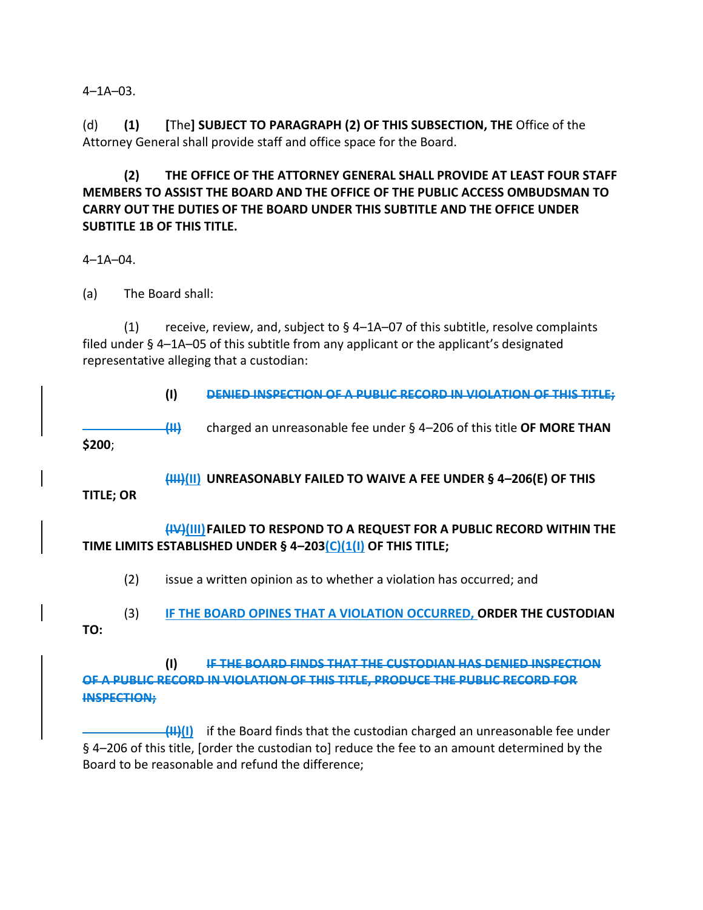4–1A–03.

(d) **(1)** [The**] SUBJECT TO PARAGRAPH (2) OF THIS SUBSECTION, THE** Office of the Attorney General shall provide staff and office space for the Board.

**(2) THE OFFICE OF THE ATTORNEY GENERAL SHALL PROVIDE AT LEAST FOUR STAFF MEMBERS TO ASSIST THE BOARD AND THE OFFICE OF THE PUBLIC ACCESS OMBUDSMAN TO CARRY OUT THE DUTIES OF THE BOARD UNDER THIS SUBTITLE AND THE OFFICE UNDER SUBTITLE 1B OF THIS TITLE.**

4–1A–04.

(a) The Board shall:

(1) receive, review, and, subject to § 4–1A–07 of this subtitle, resolve complaints filed under § 4–1A–05 of this subtitle from any applicant or the applicant's designated representative alleging that a custodian:

**(I)** ~~**DENIED INSPECTION OF A PUBLIC RECORD IN VIOLATION OF THIS TITLE;**~~

~~**(II)**~~ charged an unreasonable fee under § 4–206 of this title **OF MORE THAN $200**;

~~**(III)**~~**(II) UNREASONABLY FAILED TO WAIVE A FEE UNDER § 4–206(E) OF THIS TITLE; OR**

~~**(IV)**~~**(III) FAILED TO RESPOND TO A REQUEST FOR A PUBLIC RECORD WITHIN THE TIME LIMITS ESTABLISHED UNDER § 4–203(C)(1(I) OF THIS TITLE;**

(2) issue a written opinion as to whether a violation has occurred; and

(3) IF THE BOARD OPINES THAT A VIOLATION OCCURRED, **ORDER THE CUSTODIAN TO:**

**(I)** ~~**IF THE BOARD FINDS THAT THE CUSTODIAN HAS DENIED INSPECTION OF A PUBLIC RECORD IN VIOLATION OF THIS TITLE, PRODUCE THE PUBLIC RECORD FOR INSPECTION;**~~

~~**(II)**~~**(I)** if the Board finds that the custodian charged an unreasonable fee under § 4–206 of this title, [order the custodian to] reduce the fee to an amount determined by the Board to be reasonable and refund the difference;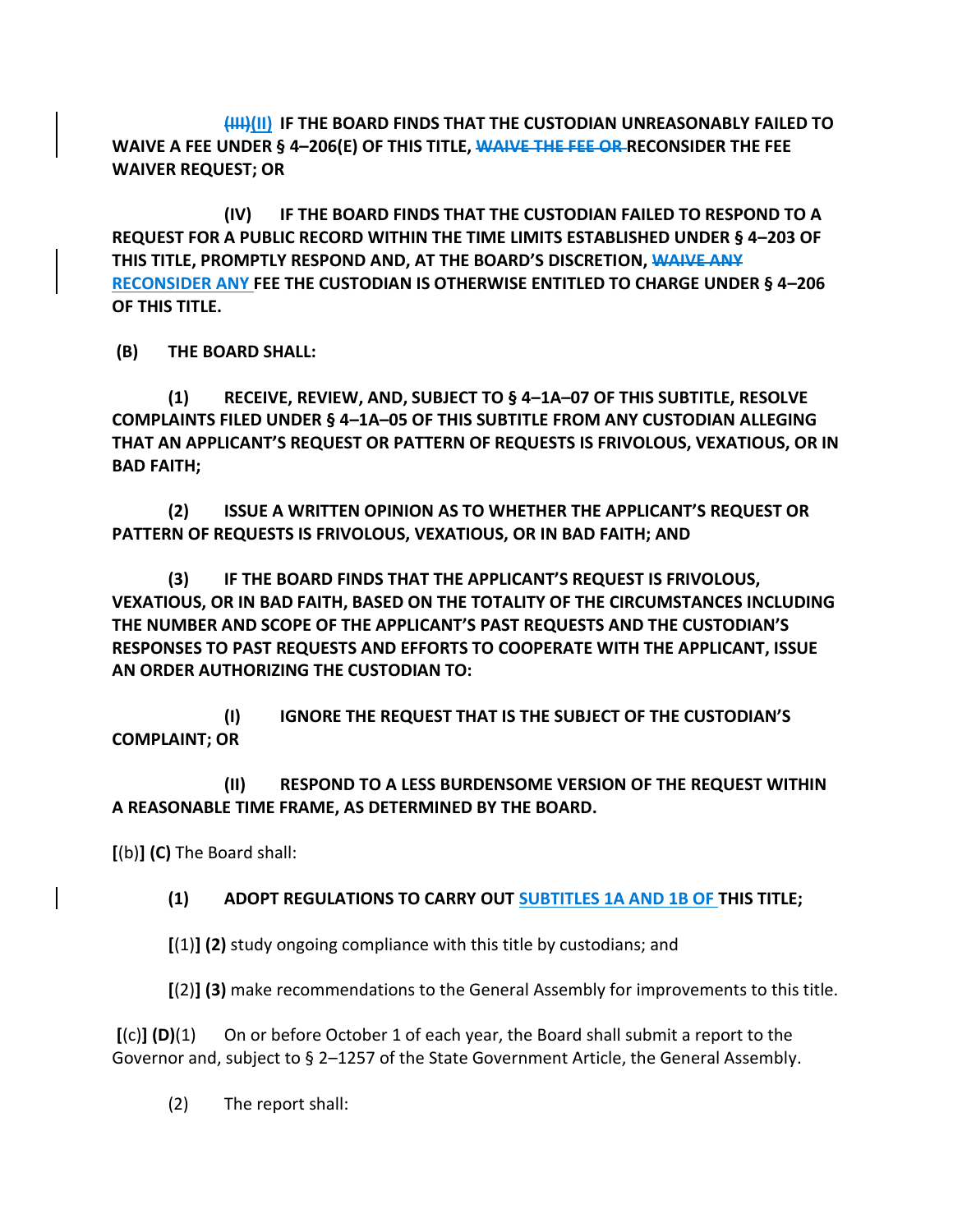(III)(II) IF THE BOARD FINDS THAT THE CUSTODIAN UNREASONABLY FAILED TO WAIVE A FEE UNDER § 4–206(E) OF THIS TITLE, WAIVE THE FEE OR RECONSIDER THE FEE WAIVER REQUEST; OR

(IV) IF THE BOARD FINDS THAT THE CUSTODIAN FAILED TO RESPOND TO A REQUEST FOR A PUBLIC RECORD WITHIN THE TIME LIMITS ESTABLISHED UNDER § 4–203 OF THIS TITLE, PROMPTLY RESPOND AND, AT THE BOARD'S DISCRETION, WAIVE ANY RECONSIDER ANY FEE THE CUSTODIAN IS OTHERWISE ENTITLED TO CHARGE UNDER § 4–206 OF THIS TITLE.

**(B) THE BOARD SHALL:**

**(1) RECEIVE, REVIEW, AND, SUBJECT TO § 4–1A–07 OF THIS SUBTITLE, RESOLVE COMPLAINTS FILED UNDER § 4–1A–05 OF THIS SUBTITLE FROM ANY CUSTODIAN ALLEGING THAT AN APPLICANT'S REQUEST OR PATTERN OF REQUESTS IS FRIVOLOUS, VEXATIOUS, OR IN BAD FAITH;**

**(2) ISSUE A WRITTEN OPINION AS TO WHETHER THE APPLICANT'S REQUEST OR PATTERN OF REQUESTS IS FRIVOLOUS, VEXATIOUS, OR IN BAD FAITH; AND**

**(3) IF THE BOARD FINDS THAT THE APPLICANT'S REQUEST IS FRIVOLOUS, VEXATIOUS, OR IN BAD FAITH, BASED ON THE TOTALITY OF THE CIRCUMSTANCES INCLUDING THE NUMBER AND SCOPE OF THE APPLICANT'S PAST REQUESTS AND THE CUSTODIAN'S RESPONSES TO PAST REQUESTS AND EFFORTS TO COOPERATE WITH THE APPLICANT, ISSUE AN ORDER AUTHORIZING THE CUSTODIAN TO:**

**(I) IGNORE THE REQUEST THAT IS THE SUBJECT OF THE CUSTODIAN'S COMPLAINT; OR**

**(II) RESPOND TO A LESS BURDENSOME VERSION OF THE REQUEST WITHIN A REASONABLE TIME FRAME, AS DETERMINED BY THE BOARD.**

**[**(b)**] (C)** The Board shall:

**(1) ADOPT REGULATIONS TO CARRY OUT SUBTITLES 1A AND 1B OF THIS TITLE;**

**[**(1)**] (2)** study ongoing compliance with this title by custodians; and

**[**(2)**] (3)** make recommendations to the General Assembly for improvements to this title.

**[**(c)**] (D)**(1) On or before October 1 of each year, the Board shall submit a report to the Governor and, subject to § 2–1257 of the State Government Article, the General Assembly.

(2) The report shall: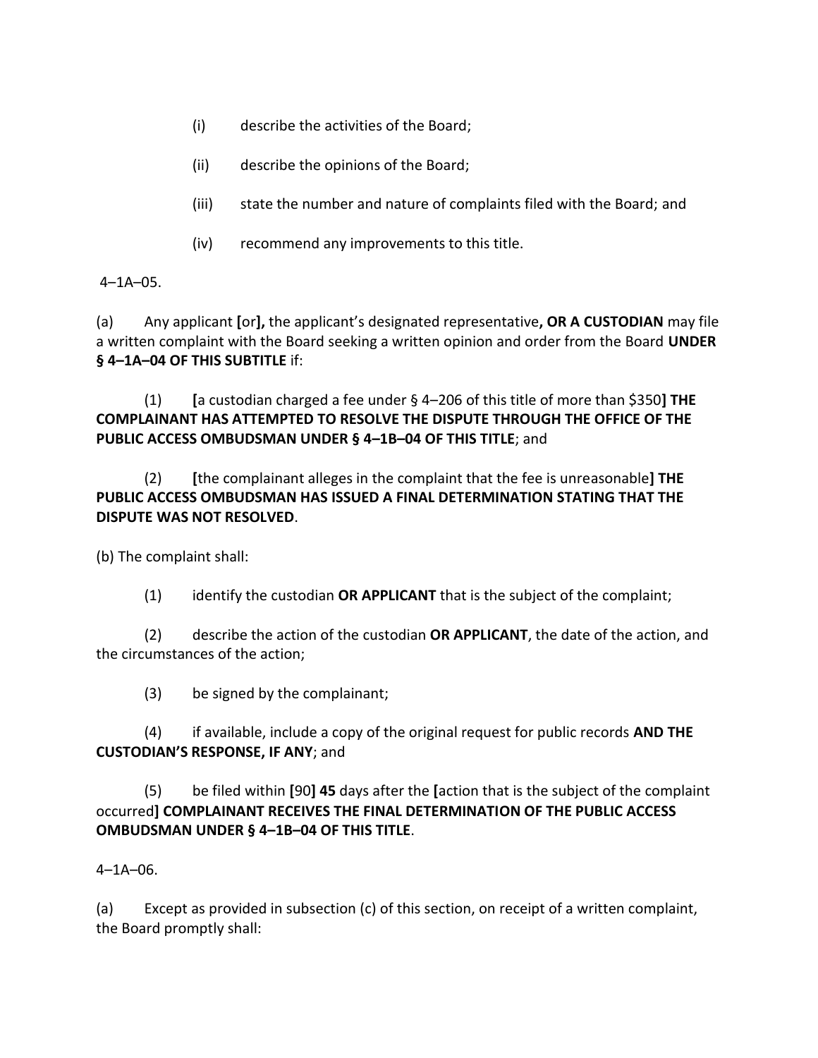(i) describe the activities of the Board;

(ii) describe the opinions of the Board;

(iii) state the number and nature of complaints filed with the Board; and

(iv) recommend any improvements to this title.

4–1A–05.

(a) Any applicant [or], the applicant's designated representative**, OR A CUSTODIAN** may file a written complaint with the Board seeking a written opinion and order from the Board **UNDER § 4–1A–04 OF THIS SUBTITLE** if:

(1) [a custodian charged a fee under § 4–206 of this title of more than $350] **THE COMPLAINANT HAS ATTEMPTED TO RESOLVE THE DISPUTE THROUGH THE OFFICE OF THE PUBLIC ACCESS OMBUDSMAN UNDER § 4–1B–04 OF THIS TITLE**; and

(2) [the complainant alleges in the complaint that the fee is unreasonable] **THE PUBLIC ACCESS OMBUDSMAN HAS ISSUED A FINAL DETERMINATION STATING THAT THE DISPUTE WAS NOT RESOLVED**.

(b) The complaint shall:

(1) identify the custodian **OR APPLICANT** that is the subject of the complaint;

(2) describe the action of the custodian **OR APPLICANT**, the date of the action, and the circumstances of the action;

(3) be signed by the complainant;

(4) if available, include a copy of the original request for public records **AND THE CUSTODIAN'S RESPONSE, IF ANY**; and

(5) be filed within [90] **45** days after the [action that is the subject of the complaint occurred] **COMPLAINANT RECEIVES THE FINAL DETERMINATION OF THE PUBLIC ACCESS OMBUDSMAN UNDER § 4–1B–04 OF THIS TITLE**.

4–1A–06.

(a) Except as provided in subsection (c) of this section, on receipt of a written complaint, the Board promptly shall: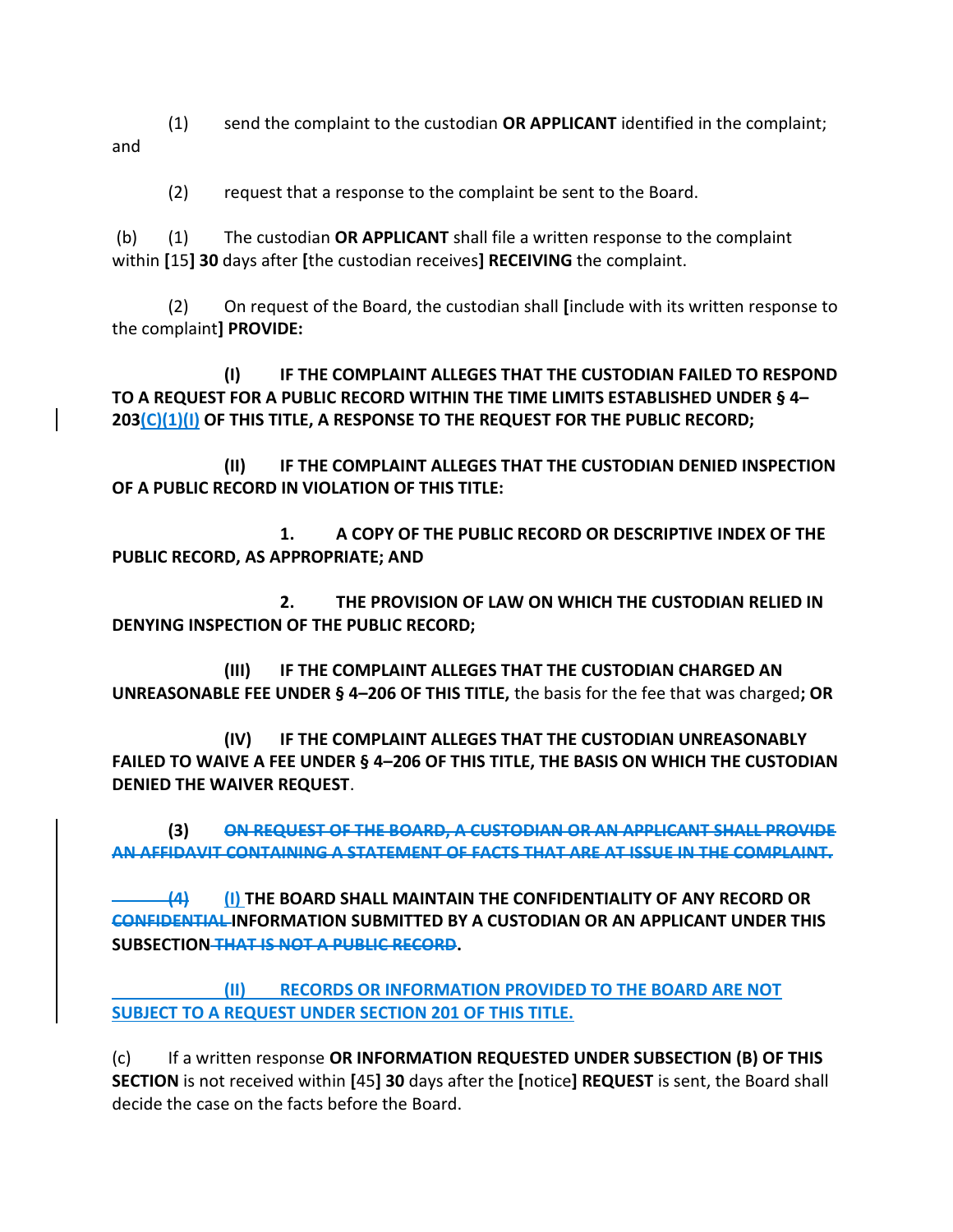(1) send the complaint to the custodian **OR APPLICANT** identified in the complaint; and

(2) request that a response to the complaint be sent to the Board.

(b) (1) The custodian **OR APPLICANT** shall file a written response to the complaint within **[**15**] 30** days after **[**the custodian receives**] RECEIVING** the complaint.

(2) On request of the Board, the custodian shall **[**include with its written response to the complaint**] PROVIDE:**

**(I) IF THE COMPLAINT ALLEGES THAT THE CUSTODIAN FAILED TO RESPOND TO A REQUEST FOR A PUBLIC RECORD WITHIN THE TIME LIMITS ESTABLISHED UNDER § 4–203(C)(1)(I) OF THIS TITLE, A RESPONSE TO THE REQUEST FOR THE PUBLIC RECORD;**

**(II) IF THE COMPLAINT ALLEGES THAT THE CUSTODIAN DENIED INSPECTION OF A PUBLIC RECORD IN VIOLATION OF THIS TITLE:**

**1. A COPY OF THE PUBLIC RECORD OR DESCRIPTIVE INDEX OF THE PUBLIC RECORD, AS APPROPRIATE; AND**

**2. THE PROVISION OF LAW ON WHICH THE CUSTODIAN RELIED IN DENYING INSPECTION OF THE PUBLIC RECORD;**

**(III) IF THE COMPLAINT ALLEGES THAT THE CUSTODIAN CHARGED AN UNREASONABLE FEE UNDER § 4–206 OF THIS TITLE,** the basis for the fee that was charged**; OR**

**(IV) IF THE COMPLAINT ALLEGES THAT THE CUSTODIAN UNREASONABLY FAILED TO WAIVE A FEE UNDER § 4–206 OF THIS TITLE, THE BASIS ON WHICH THE CUSTODIAN DENIED THE WAIVER REQUEST**.

**(3)** ~~**ON REQUEST OF THE BOARD, A CUSTODIAN OR AN APPLICANT SHALL PROVIDE AN AFFIDAVIT CONTAINING A STATEMENT OF FACTS THAT ARE AT ISSUE IN THE COMPLAINT.**~~

~~**(4)**~~ **(I) THE BOARD SHALL MAINTAIN THE CONFIDENTIALITY OF ANY RECORD OR** ~~**CONFIDENTIAL**~~ **INFORMATION SUBMITTED BY A CUSTODIAN OR AN APPLICANT UNDER THIS SUBSECTION** ~~**THAT IS NOT A PUBLIC RECORD**~~**.**

**(II) RECORDS OR INFORMATION PROVIDED TO THE BOARD ARE NOT SUBJECT TO A REQUEST UNDER SECTION 201 OF THIS TITLE.**

(c) If a written response **OR INFORMATION REQUESTED UNDER SUBSECTION (B) OF THIS SECTION** is not received within **[**45**] 30** days after the **[**notice**] REQUEST** is sent, the Board shall decide the case on the facts before the Board.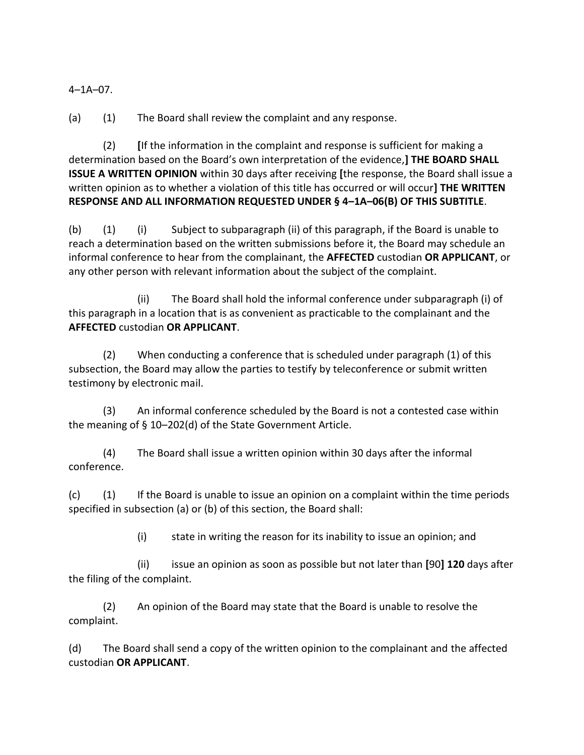4–1A–07.

(a) (1) The Board shall review the complaint and any response.

(2) **[**If the information in the complaint and response is sufficient for making a determination based on the Board's own interpretation of the evidence,**] THE BOARD SHALL ISSUE A WRITTEN OPINION** within 30 days after receiving **[**the response, the Board shall issue a written opinion as to whether a violation of this title has occurred or will occur**] THE WRITTEN RESPONSE AND ALL INFORMATION REQUESTED UNDER § 4–1A–06(B) OF THIS SUBTITLE**.

(b) (1) (i) Subject to subparagraph (ii) of this paragraph, if the Board is unable to reach a determination based on the written submissions before it, the Board may schedule an informal conference to hear from the complainant, the **AFFECTED** custodian **OR APPLICANT**, or any other person with relevant information about the subject of the complaint.

(ii) The Board shall hold the informal conference under subparagraph (i) of this paragraph in a location that is as convenient as practicable to the complainant and the **AFFECTED** custodian **OR APPLICANT**.

(2) When conducting a conference that is scheduled under paragraph (1) of this subsection, the Board may allow the parties to testify by teleconference or submit written testimony by electronic mail.

(3) An informal conference scheduled by the Board is not a contested case within the meaning of § 10–202(d) of the State Government Article.

(4) The Board shall issue a written opinion within 30 days after the informal conference.

(c) (1) If the Board is unable to issue an opinion on a complaint within the time periods specified in subsection (a) or (b) of this section, the Board shall:

(i) state in writing the reason for its inability to issue an opinion; and

(ii) issue an opinion as soon as possible but not later than **[**90**] 120** days after the filing of the complaint.

(2) An opinion of the Board may state that the Board is unable to resolve the complaint.

(d) The Board shall send a copy of the written opinion to the complainant and the affected custodian **OR APPLICANT**.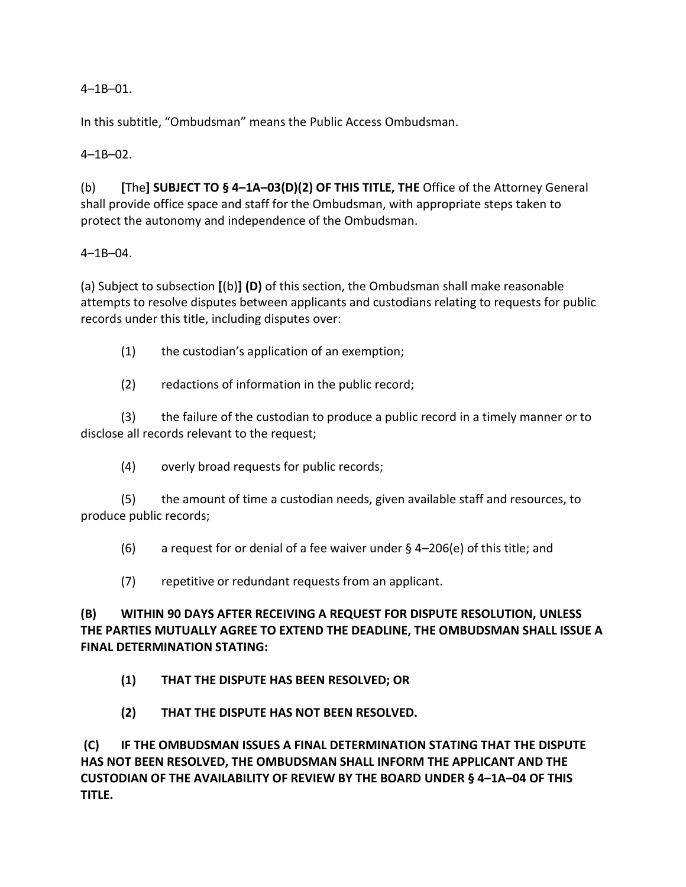4–1B–01.

In this subtitle, "Ombudsman" means the Public Access Ombudsman.

4–1B–02.

(b) **[**The**] SUBJECT TO § 4–1A–03(D)(2) OF THIS TITLE, THE** Office of the Attorney General shall provide office space and staff for the Ombudsman, with appropriate steps taken to protect the autonomy and independence of the Ombudsman.

4–1B–04.

(a) Subject to subsection **[**(b)**] (D)** of this section, the Ombudsman shall make reasonable attempts to resolve disputes between applicants and custodians relating to requests for public records under this title, including disputes over:

(1) the custodian's application of an exemption;

(2) redactions of information in the public record;

(3) the failure of the custodian to produce a public record in a timely manner or to disclose all records relevant to the request;

(4) overly broad requests for public records;

(5) the amount of time a custodian needs, given available staff and resources, to produce public records;

(6) a request for or denial of a fee waiver under § 4–206(e) of this title; and

(7) repetitive or redundant requests from an applicant.

**(B) WITHIN 90 DAYS AFTER RECEIVING A REQUEST FOR DISPUTE RESOLUTION, UNLESS THE PARTIES MUTUALLY AGREE TO EXTEND THE DEADLINE, THE OMBUDSMAN SHALL ISSUE A FINAL DETERMINATION STATING:**

**(1) THAT THE DISPUTE HAS BEEN RESOLVED; OR**

**(2) THAT THE DISPUTE HAS NOT BEEN RESOLVED.**

**(C) IF THE OMBUDSMAN ISSUES A FINAL DETERMINATION STATING THAT THE DISPUTE HAS NOT BEEN RESOLVED, THE OMBUDSMAN SHALL INFORM THE APPLICANT AND THE CUSTODIAN OF THE AVAILABILITY OF REVIEW BY THE BOARD UNDER § 4–1A–04 OF THIS TITLE.**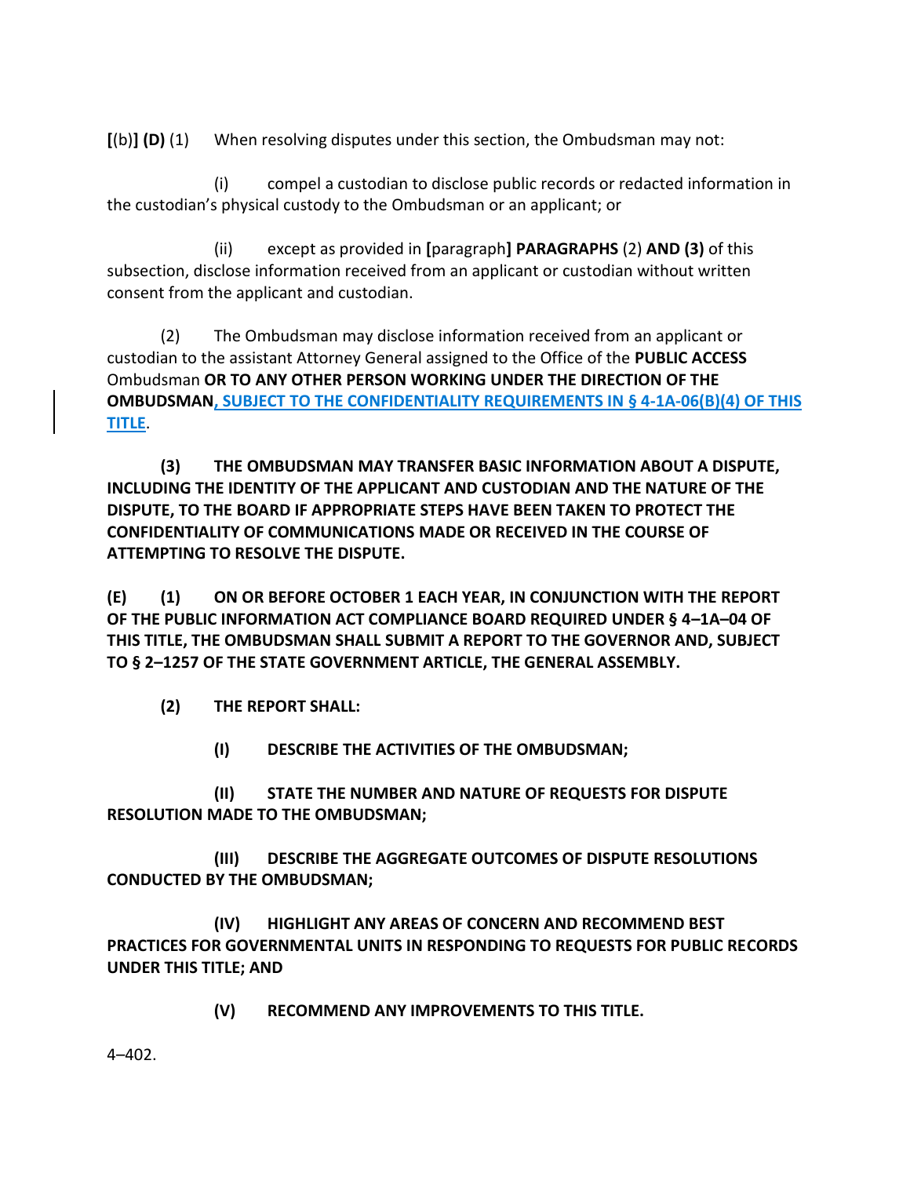**[**(b)**] (D)** (1) When resolving disputes under this section, the Ombudsman may not:

(i) compel a custodian to disclose public records or redacted information in the custodian's physical custody to the Ombudsman or an applicant; or

(ii) except as provided in **[**paragraph**] PARAGRAPHS** (2) **AND (3)** of this subsection, disclose information received from an applicant or custodian without written consent from the applicant and custodian.

(2) The Ombudsman may disclose information received from an applicant or custodian to the assistant Attorney General assigned to the Office of the **PUBLIC ACCESS** Ombudsman **OR TO ANY OTHER PERSON WORKING UNDER THE DIRECTION OF THE OMBUDSMAN**<u>**, SUBJECT TO THE CONFIDENTIALITY REQUIREMENTS IN § 4-1A-06(B)(4) OF THIS TITLE**</u>.

**(3) THE OMBUDSMAN MAY TRANSFER BASIC INFORMATION ABOUT A DISPUTE, INCLUDING THE IDENTITY OF THE APPLICANT AND CUSTODIAN AND THE NATURE OF THE DISPUTE, TO THE BOARD IF APPROPRIATE STEPS HAVE BEEN TAKEN TO PROTECT THE CONFIDENTIALITY OF COMMUNICATIONS MADE OR RECEIVED IN THE COURSE OF ATTEMPTING TO RESOLVE THE DISPUTE.**

**(E) (1) ON OR BEFORE OCTOBER 1 EACH YEAR, IN CONJUNCTION WITH THE REPORT OF THE PUBLIC INFORMATION ACT COMPLIANCE BOARD REQUIRED UNDER § 4–1A–04 OF THIS TITLE, THE OMBUDSMAN SHALL SUBMIT A REPORT TO THE GOVERNOR AND, SUBJECT TO § 2–1257 OF THE STATE GOVERNMENT ARTICLE, THE GENERAL ASSEMBLY.**

**(2) THE REPORT SHALL:**

**(I) DESCRIBE THE ACTIVITIES OF THE OMBUDSMAN;**

**(II) STATE THE NUMBER AND NATURE OF REQUESTS FOR DISPUTE RESOLUTION MADE TO THE OMBUDSMAN;**

**(III) DESCRIBE THE AGGREGATE OUTCOMES OF DISPUTE RESOLUTIONS CONDUCTED BY THE OMBUDSMAN;**

**(IV) HIGHLIGHT ANY AREAS OF CONCERN AND RECOMMEND BEST PRACTICES FOR GOVERNMENTAL UNITS IN RESPONDING TO REQUESTS FOR PUBLIC RECORDS UNDER THIS TITLE; AND**

**(V) RECOMMEND ANY IMPROVEMENTS TO THIS TITLE.**

4–402.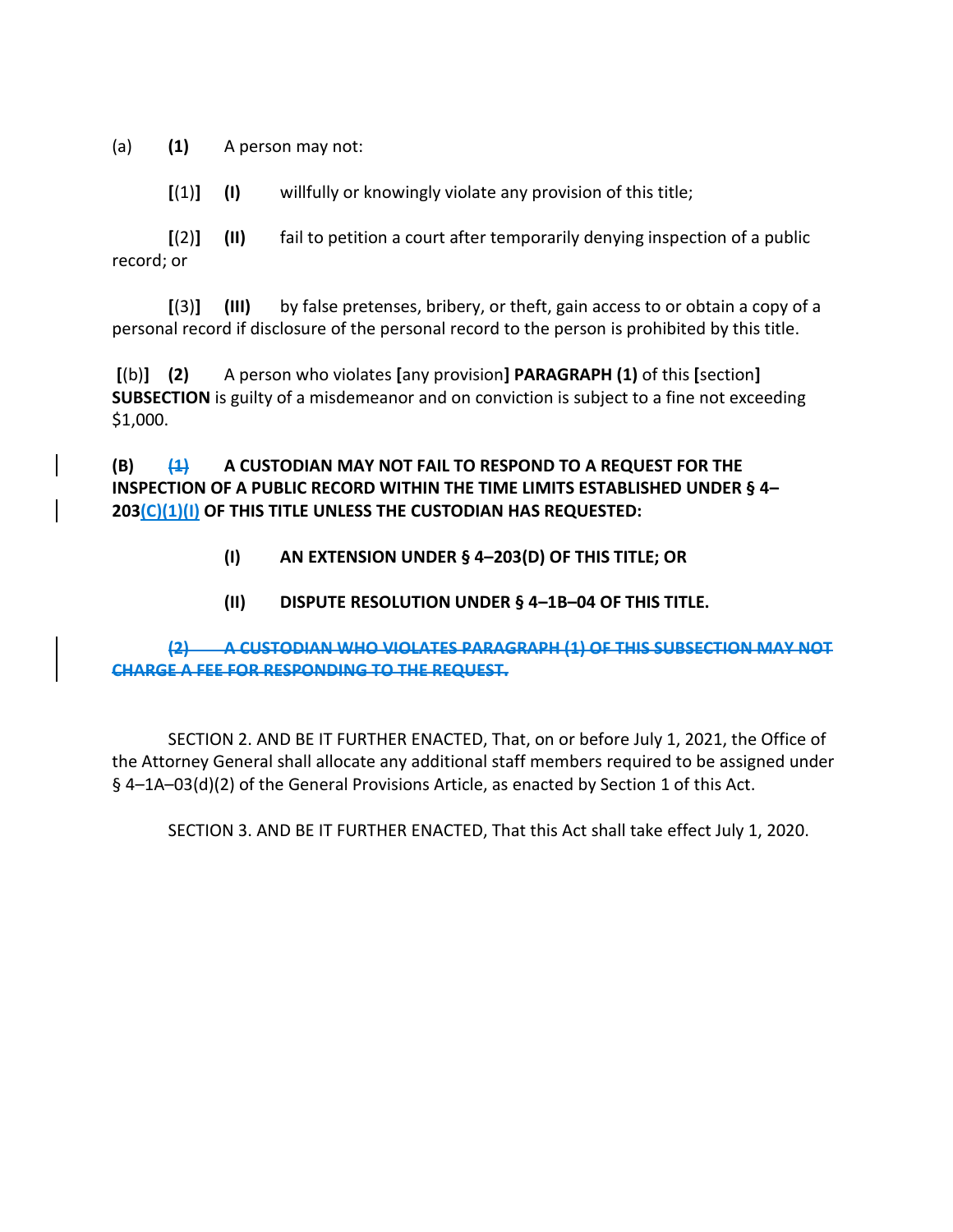(a) **(1)** A person may not:

**[**(1)**]** **(I)** willfully or knowingly violate any provision of this title;

**[**(2)**]** **(II)** fail to petition a court after temporarily denying inspection of a public record; or

**[**(3)**]** **(III)** by false pretenses, bribery, or theft, gain access to or obtain a copy of a personal record if disclosure of the personal record to the person is prohibited by this title.

**[**(b)**]** **(2)** A person who violates **[**any provision**]** **PARAGRAPH (1)** of this **[**section**]** **SUBSECTION** is guilty of a misdemeanor and on conviction is subject to a fine not exceeding $1,000.

**(B)** ~~**(1)**~~ **A CUSTODIAN MAY NOT FAIL TO RESPOND TO A REQUEST FOR THE INSPECTION OF A PUBLIC RECORD WITHIN THE TIME LIMITS ESTABLISHED UNDER § 4–203(C)(1)(I) OF THIS TITLE UNLESS THE CUSTODIAN HAS REQUESTED:**

**(I)** **AN EXTENSION UNDER § 4–203(D) OF THIS TITLE; OR**

**(II)** **DISPUTE RESOLUTION UNDER § 4–1B–04 OF THIS TITLE.**

~~**(2) A CUSTODIAN WHO VIOLATES PARAGRAPH (1) OF THIS SUBSECTION MAY NOT CHARGE A FEE FOR RESPONDING TO THE REQUEST.**~~

SECTION 2. AND BE IT FURTHER ENACTED, That, on or before July 1, 2021, the Office of the Attorney General shall allocate any additional staff members required to be assigned under § 4–1A–03(d)(2) of the General Provisions Article, as enacted by Section 1 of this Act.

SECTION 3. AND BE IT FURTHER ENACTED, That this Act shall take effect July 1, 2020.